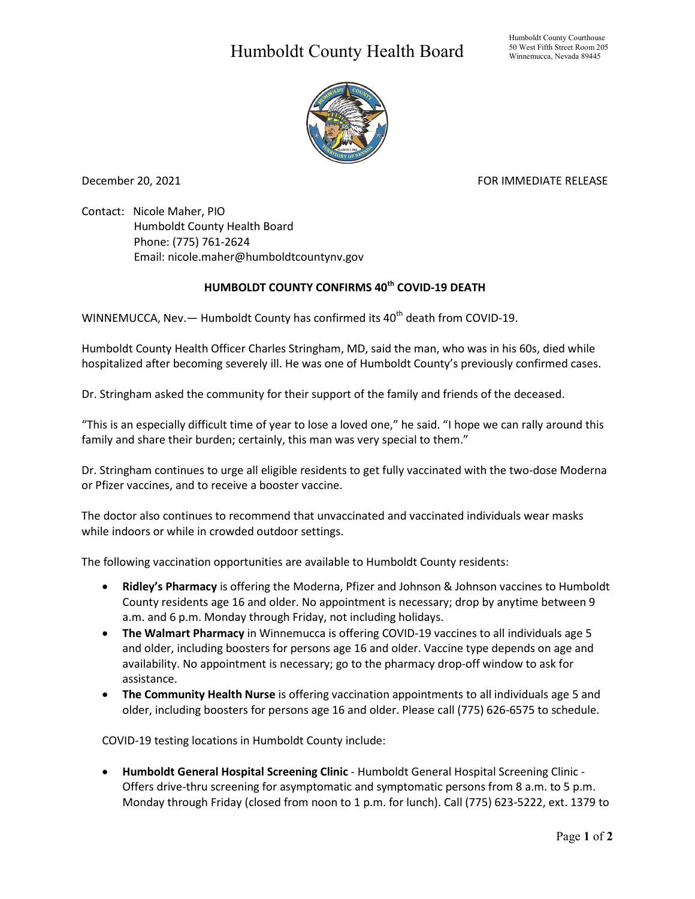# Humboldt County Health Board

Humboldt County Courthouse
50 West Fifth Street Room 205
Winnemucca, Nevada 89445

December 20, 2021

FOR IMMEDIATE RELEASE

Contact: Nicole Maher, PIO
Humboldt County Health Board
Phone: (775) 761-2624
Email: nicole.maher@humboldtcountynv.gov

## HUMBOLDT COUNTY CONFIRMS 40th COVID-19 DEATH

WINNEMUCCA, Nev.— Humboldt County has confirmed its 40th death from COVID-19.

Humboldt County Health Officer Charles Stringham, MD, said the man, who was in his 60s, died while hospitalized after becoming severely ill. He was one of Humboldt County's previously confirmed cases.

Dr. Stringham asked the community for their support of the family and friends of the deceased.

"This is an especially difficult time of year to lose a loved one," he said. "I hope we can rally around this family and share their burden; certainly, this man was very special to them."

Dr. Stringham continues to urge all eligible residents to get fully vaccinated with the two-dose Moderna or Pfizer vaccines, and to receive a booster vaccine.

The doctor also continues to recommend that unvaccinated and vaccinated individuals wear masks while indoors or while in crowded outdoor settings.

The following vaccination opportunities are available to Humboldt County residents:

- **Ridley's Pharmacy** is offering the Moderna, Pfizer and Johnson & Johnson vaccines to Humboldt County residents age 16 and older. No appointment is necessary; drop by anytime between 9 a.m. and 6 p.m. Monday through Friday, not including holidays.
- **The Walmart Pharmacy** in Winnemucca is offering COVID-19 vaccines to all individuals age 5 and older, including boosters for persons age 16 and older. Vaccine type depends on age and availability. No appointment is necessary; go to the pharmacy drop-off window to ask for assistance.
- **The Community Health Nurse** is offering vaccination appointments to all individuals age 5 and older, including boosters for persons age 16 and older. Please call (775) 626-6575 to schedule.

COVID-19 testing locations in Humboldt County include:

- **Humboldt General Hospital Screening Clinic** - Humboldt General Hospital Screening Clinic - Offers drive-thru screening for asymptomatic and symptomatic persons from 8 a.m. to 5 p.m. Monday through Friday (closed from noon to 1 p.m. for lunch). Call (775) 623-5222, ext. 1379 to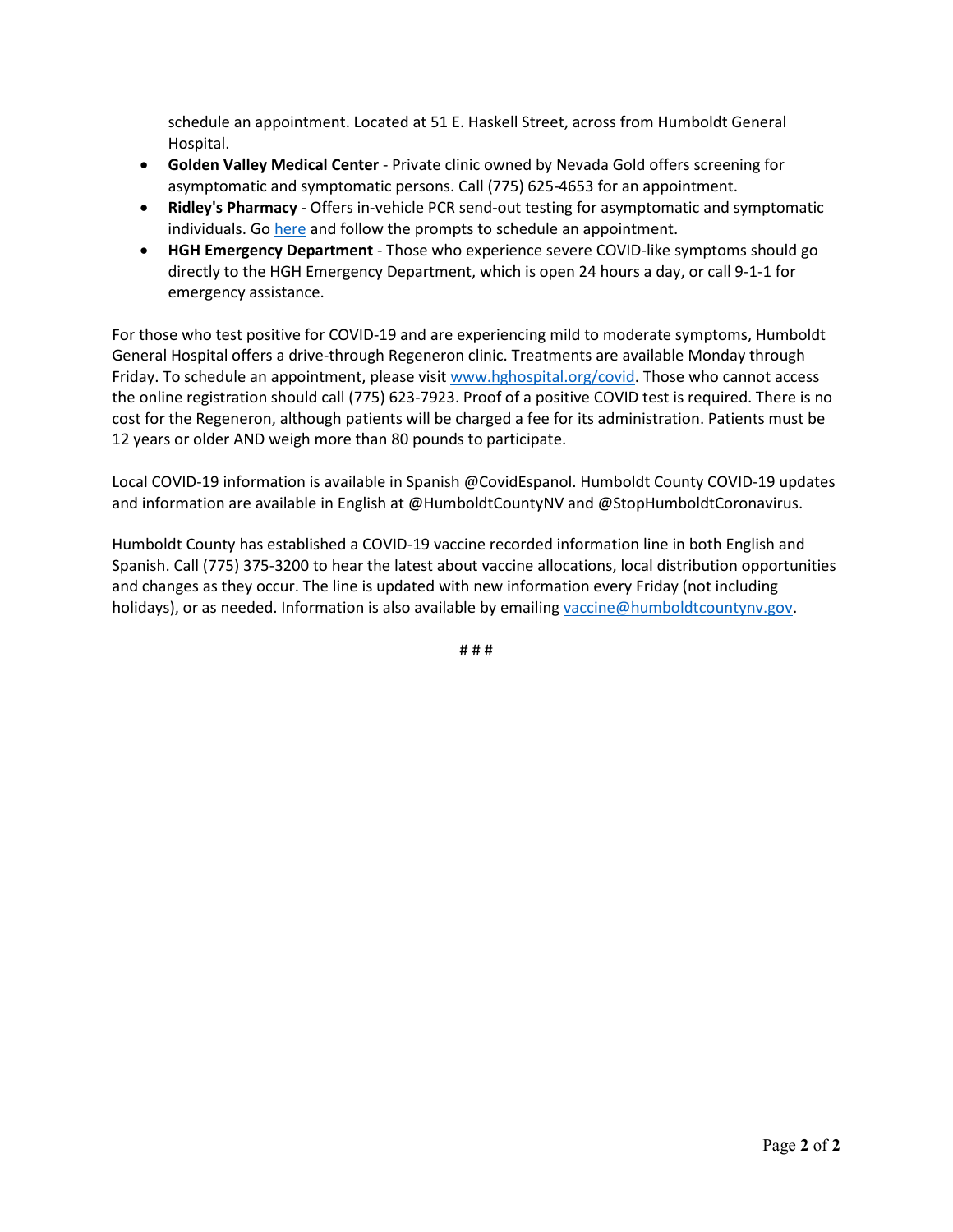schedule an appointment. Located at 51 E. Haskell Street, across from Humboldt General Hospital.

- **Golden Valley Medical Center** - Private clinic owned by Nevada Gold offers screening for asymptomatic and symptomatic persons. Call (775) 625-4653 for an appointment.
- **Ridley's Pharmacy** - Offers in-vehicle PCR send-out testing for asymptomatic and symptomatic individuals. Go [here]() and follow the prompts to schedule an appointment.
- **HGH Emergency Department** - Those who experience severe COVID-like symptoms should go directly to the HGH Emergency Department, which is open 24 hours a day, or call 9-1-1 for emergency assistance.

For those who test positive for COVID-19 and are experiencing mild to moderate symptoms, Humboldt General Hospital offers a drive-through Regeneron clinic. Treatments are available Monday through Friday. To schedule an appointment, please visit [www.hghospital.org/covid](http://www.hghospital.org/covid). Those who cannot access the online registration should call (775) 623-7923. Proof of a positive COVID test is required. There is no cost for the Regeneron, although patients will be charged a fee for its administration. Patients must be 12 years or older AND weigh more than 80 pounds to participate.

Local COVID-19 information is available in Spanish @CovidEspanol. Humboldt County COVID-19 updates and information are available in English at @HumboldtCountyNV and @StopHumboldtCoronavirus.

Humboldt County has established a COVID-19 vaccine recorded information line in both English and Spanish. Call (775) 375-3200 to hear the latest about vaccine allocations, local distribution opportunities and changes as they occur. The line is updated with new information every Friday (not including holidays), or as needed. Information is also available by emailing [vaccine@humboldtcountynv.gov](mailto:vaccine@humboldtcountynv.gov).

# # #